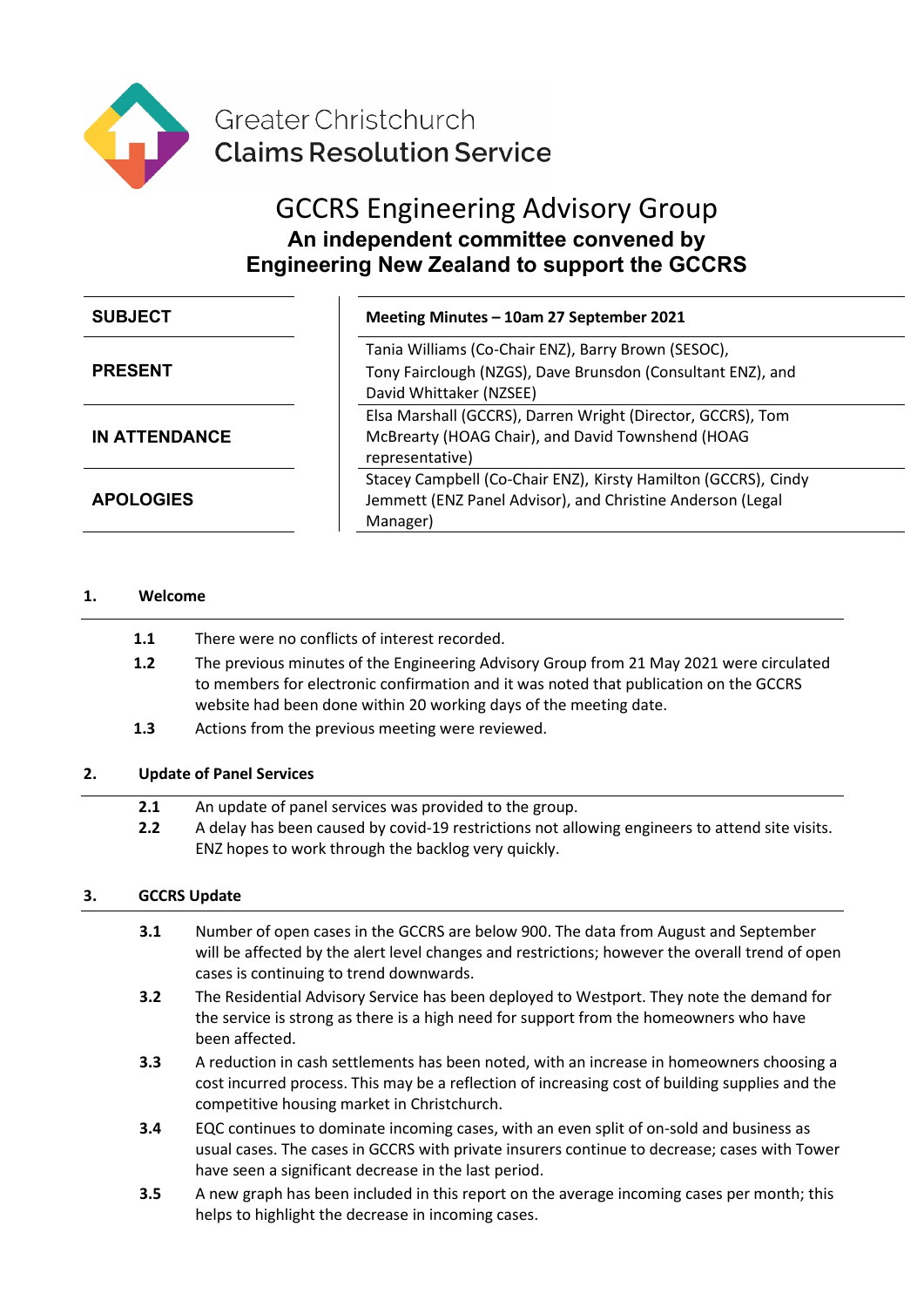Greater Christchurch
**Claims Resolution Service**

# GCCRS Engineering Advisory Group

## An independent committee convened by Engineering New Zealand to support the GCCRS

| | |
|---|---|
| **SUBJECT** | **Meeting Minutes – 10am 27 September 2021** |
| **PRESENT** | Tania Williams (Co-Chair ENZ), Barry Brown (SESOC), Tony Fairclough (NZGS), Dave Brunsdon (Consultant ENZ), and David Whittaker (NZSEE) |
| **IN ATTENDANCE** | Elsa Marshall (GCCRS), Darren Wright (Director, GCCRS), Tom McBrearty (HOAG Chair), and David Townshend (HOAG representative) |
| **APOLOGIES** | Stacey Campbell (Co-Chair ENZ), Kirsty Hamilton (GCCRS), Cindy Jemmett (ENZ Panel Advisor), and Christine Anderson (Legal Manager) |

### 1. Welcome

**1.1** There were no conflicts of interest recorded.

**1.2** The previous minutes of the Engineering Advisory Group from 21 May 2021 were circulated to members for electronic confirmation and it was noted that publication on the GCCRS website had been done within 20 working days of the meeting date.

**1.3** Actions from the previous meeting were reviewed.

### 2. Update of Panel Services

**2.1** An update of panel services was provided to the group.

**2.2** A delay has been caused by covid-19 restrictions not allowing engineers to attend site visits. ENZ hopes to work through the backlog very quickly.

### 3. GCCRS Update

**3.1** Number of open cases in the GCCRS are below 900. The data from August and September will be affected by the alert level changes and restrictions; however the overall trend of open cases is continuing to trend downwards.

**3.2** The Residential Advisory Service has been deployed to Westport. They note the demand for the service is strong as there is a high need for support from the homeowners who have been affected.

**3.3** A reduction in cash settlements has been noted, with an increase in homeowners choosing a cost incurred process. This may be a reflection of increasing cost of building supplies and the competitive housing market in Christchurch.

**3.4** EQC continues to dominate incoming cases, with an even split of on-sold and business as usual cases. The cases in GCCRS with private insurers continue to decrease; cases with Tower have seen a significant decrease in the last period.

**3.5** A new graph has been included in this report on the average incoming cases per month; this helps to highlight the decrease in incoming cases.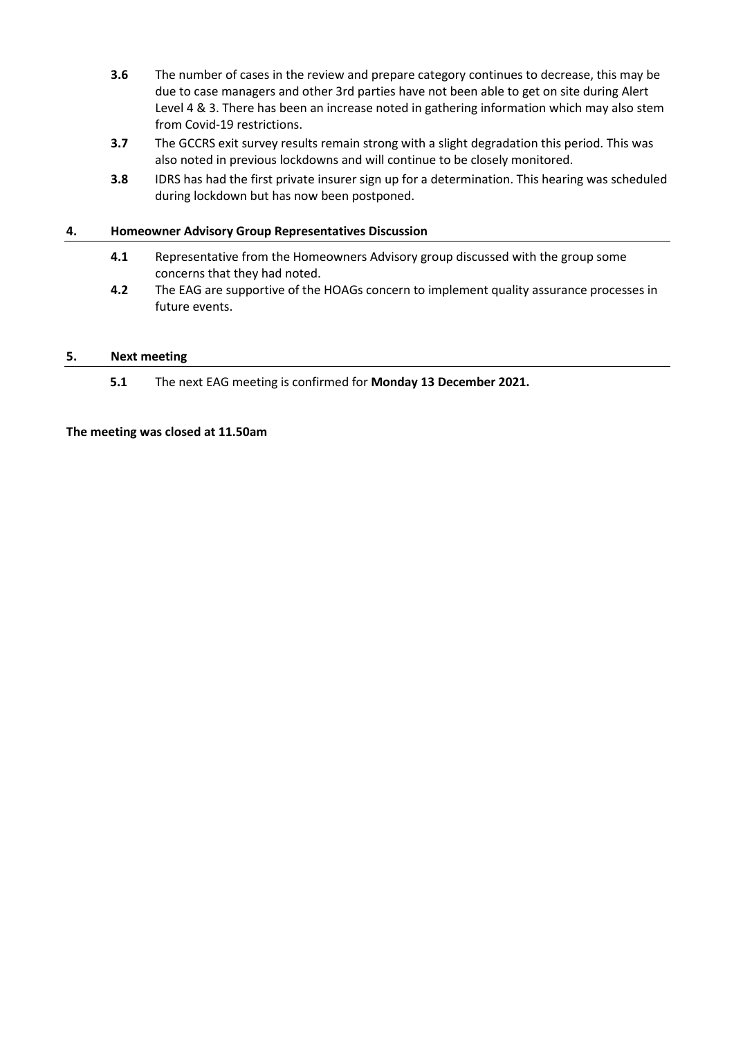**3.6** The number of cases in the review and prepare category continues to decrease, this may be due to case managers and other 3rd parties have not been able to get on site during Alert Level 4 & 3. There has been an increase noted in gathering information which may also stem from Covid-19 restrictions.

**3.7** The GCCRS exit survey results remain strong with a slight degradation this period. This was also noted in previous lockdowns and will continue to be closely monitored.

**3.8** IDRS has had the first private insurer sign up for a determination. This hearing was scheduled during lockdown but has now been postponed.

## 4. Homeowner Advisory Group Representatives Discussion

**4.1** Representative from the Homeowners Advisory group discussed with the group some concerns that they had noted.

**4.2** The EAG are supportive of the HOAGs concern to implement quality assurance processes in future events.

## 5. Next meeting

**5.1** The next EAG meeting is confirmed for **Monday 13 December 2021.**

**The meeting was closed at 11.50am**